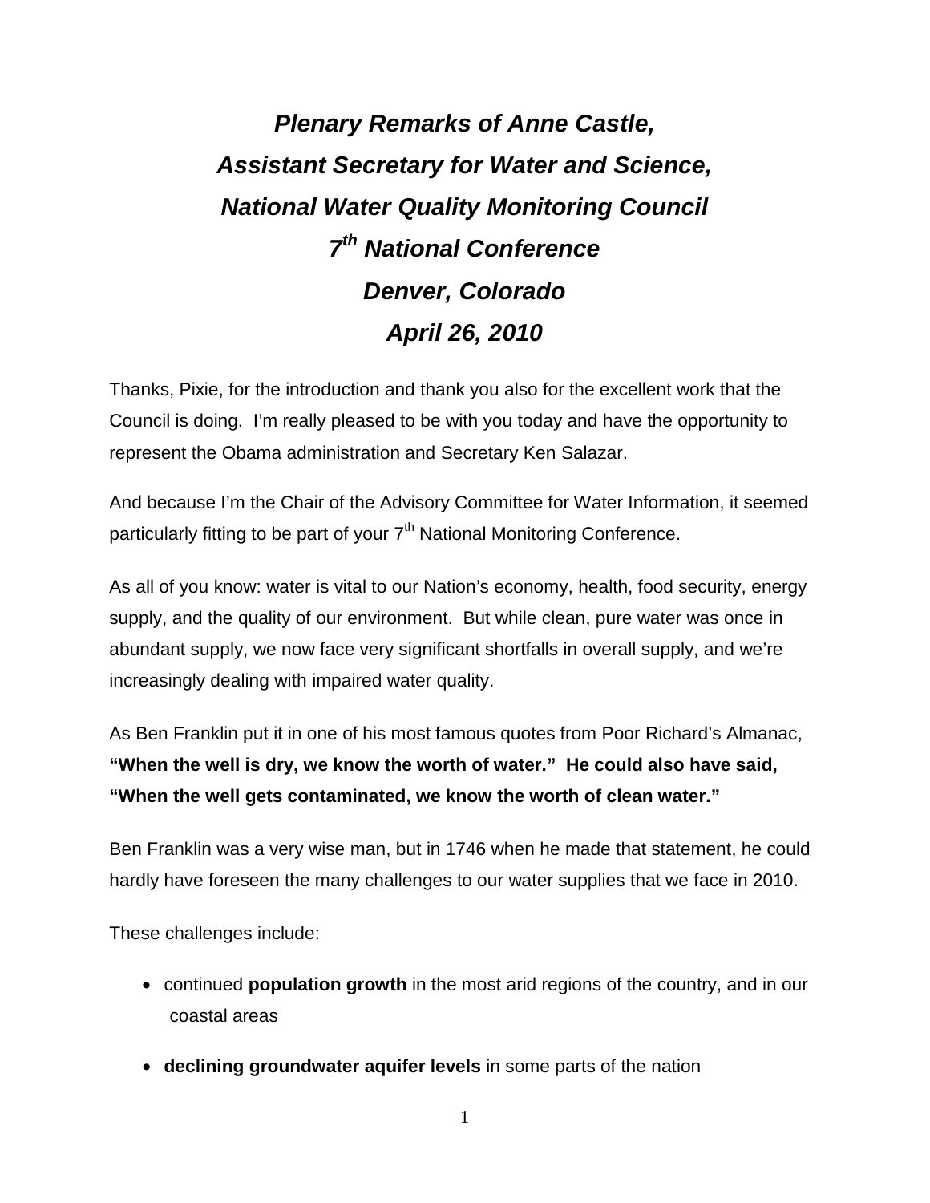# *Plenary Remarks of Anne Castle, Assistant Secretary for Water and Science, National Water Quality Monitoring Council 7th National Conference Denver, Colorado April 26, 2010*

Thanks, Pixie, for the introduction and thank you also for the excellent work that the Council is doing. I'm really pleased to be with you today and have the opportunity to represent the Obama administration and Secretary Ken Salazar.

And because I'm the Chair of the Advisory Committee for Water Information, it seemed particularly fitting to be part of your 7th National Monitoring Conference.

As all of you know: water is vital to our Nation's economy, health, food security, energy supply, and the quality of our environment. But while clean, pure water was once in abundant supply, we now face very significant shortfalls in overall supply, and we're increasingly dealing with impaired water quality.

As Ben Franklin put it in one of his most famous quotes from Poor Richard's Almanac, **"When the well is dry, we know the worth of water." He could also have said, "When the well gets contaminated, we know the worth of clean water."**

Ben Franklin was a very wise man, but in 1746 when he made that statement, he could hardly have foreseen the many challenges to our water supplies that we face in 2010.

These challenges include:

- continued **population growth** in the most arid regions of the country, and in our coastal areas
- **declining groundwater aquifer levels** in some parts of the nation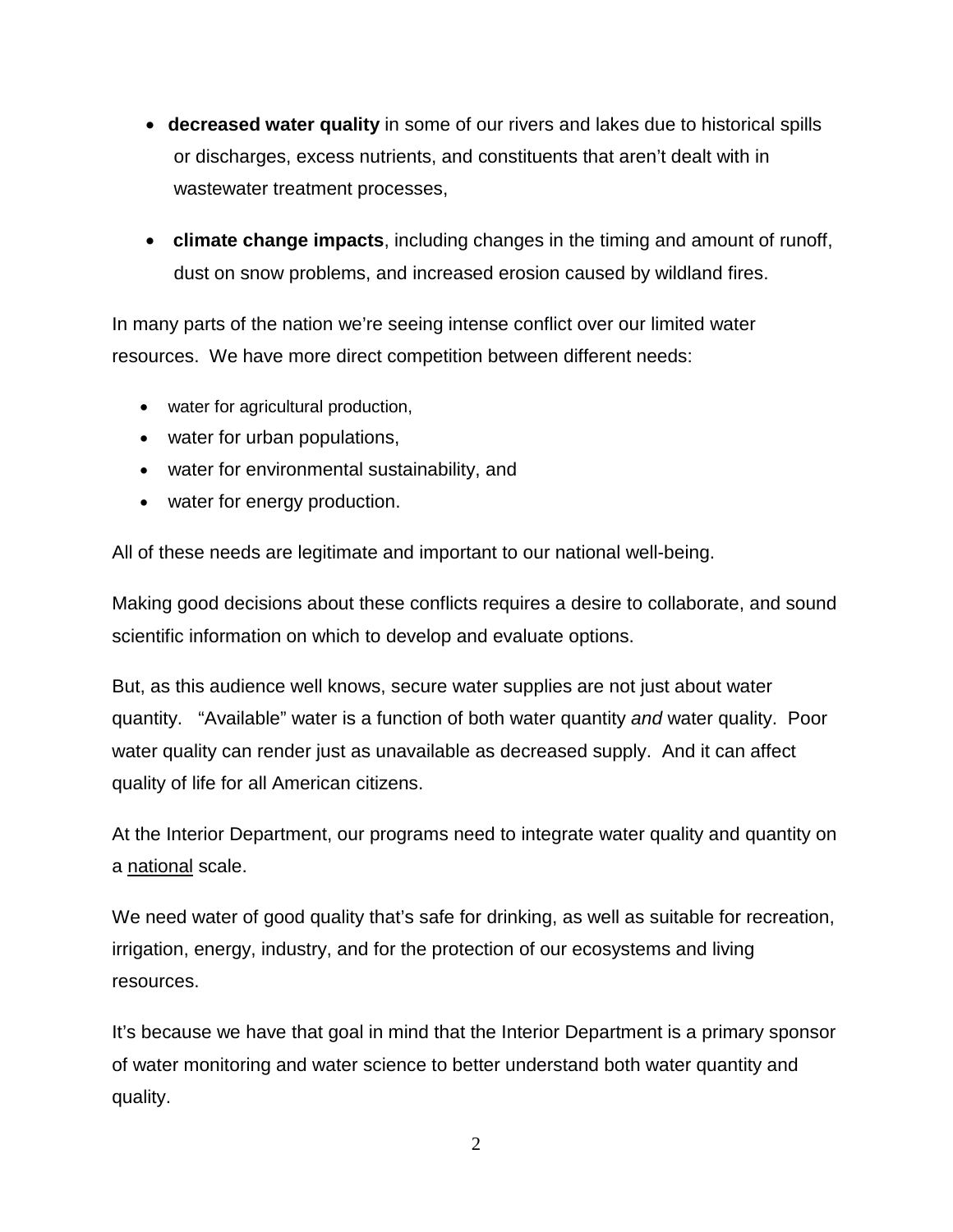- **decreased water quality** in some of our rivers and lakes due to historical spills or discharges, excess nutrients, and constituents that aren't dealt with in wastewater treatment processes,
- **climate change impacts**, including changes in the timing and amount of runoff, dust on snow problems, and increased erosion caused by wildland fires.

In many parts of the nation we're seeing intense conflict over our limited water resources. We have more direct competition between different needs:

- water for agricultural production,
- water for urban populations,
- water for environmental sustainability, and
- water for energy production.

All of these needs are legitimate and important to our national well-being.

Making good decisions about these conflicts requires a desire to collaborate, and sound scientific information on which to develop and evaluate options.

But, as this audience well knows, secure water supplies are not just about water quantity. "Available" water is a function of both water quantity *and* water quality. Poor water quality can render just as unavailable as decreased supply. And it can affect quality of life for all American citizens.

At the Interior Department, our programs need to integrate water quality and quantity on a national scale.

We need water of good quality that's safe for drinking, as well as suitable for recreation, irrigation, energy, industry, and for the protection of our ecosystems and living resources.

It's because we have that goal in mind that the Interior Department is a primary sponsor of water monitoring and water science to better understand both water quantity and quality.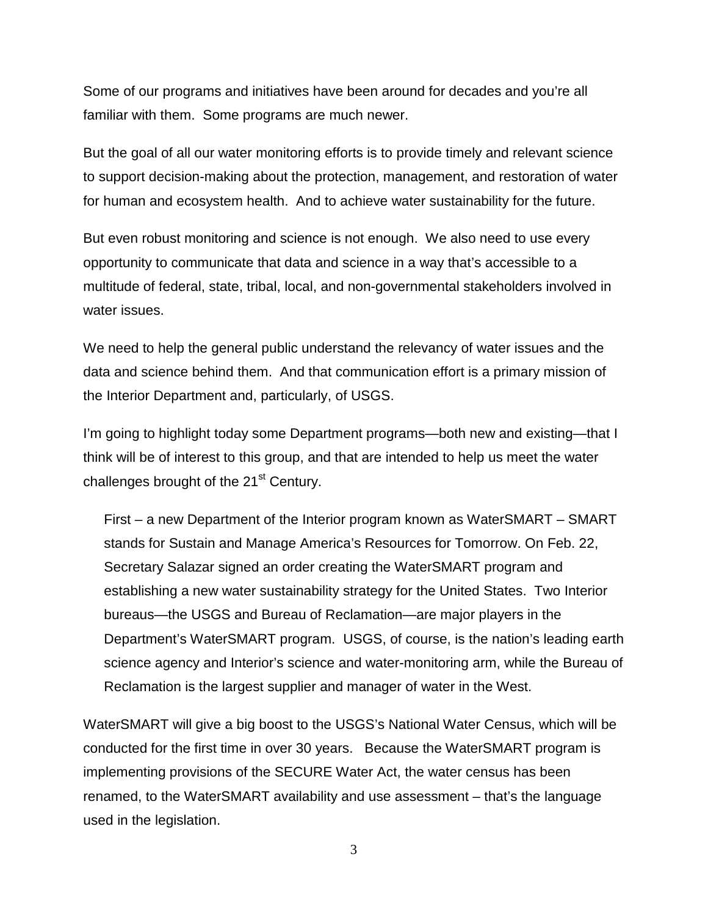Some of our programs and initiatives have been around for decades and you're all familiar with them. Some programs are much newer.

But the goal of all our water monitoring efforts is to provide timely and relevant science to support decision-making about the protection, management, and restoration of water for human and ecosystem health. And to achieve water sustainability for the future.

But even robust monitoring and science is not enough. We also need to use every opportunity to communicate that data and science in a way that's accessible to a multitude of federal, state, tribal, local, and non-governmental stakeholders involved in water issues.

We need to help the general public understand the relevancy of water issues and the data and science behind them. And that communication effort is a primary mission of the Interior Department and, particularly, of USGS.

I'm going to highlight today some Department programs—both new and existing—that I think will be of interest to this group, and that are intended to help us meet the water challenges brought of the 21st Century.

> First – a new Department of the Interior program known as WaterSMART – SMART stands for Sustain and Manage America's Resources for Tomorrow. On Feb. 22, Secretary Salazar signed an order creating the WaterSMART program and establishing a new water sustainability strategy for the United States. Two Interior bureaus—the USGS and Bureau of Reclamation—are major players in the Department's WaterSMART program. USGS, of course, is the nation's leading earth science agency and Interior's science and water-monitoring arm, while the Bureau of Reclamation is the largest supplier and manager of water in the West.

WaterSMART will give a big boost to the USGS's National Water Census, which will be conducted for the first time in over 30 years. Because the WaterSMART program is implementing provisions of the SECURE Water Act, the water census has been renamed, to the WaterSMART availability and use assessment – that's the language used in the legislation.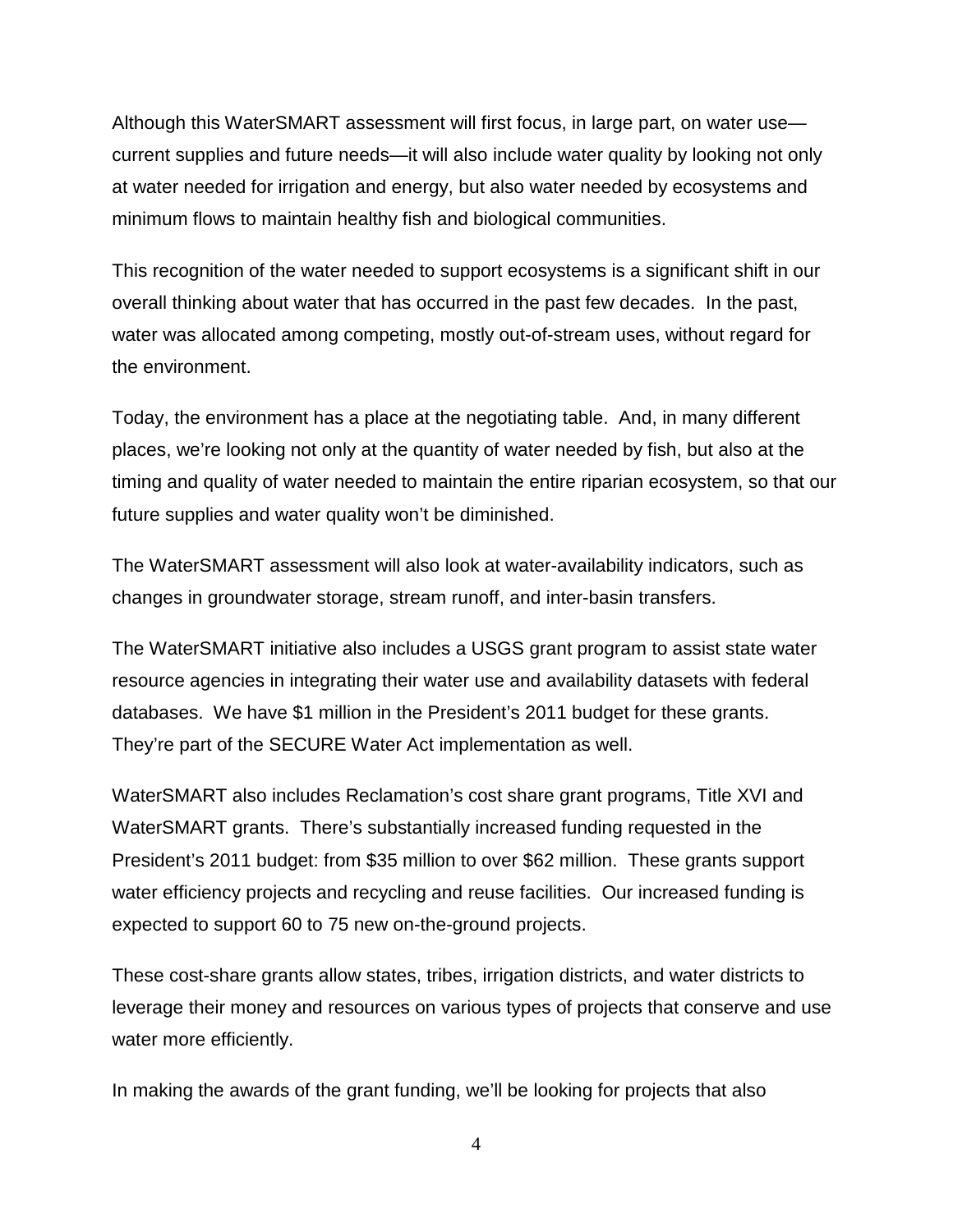Although this WaterSMART assessment will first focus, in large part, on water use—current supplies and future needs—it will also include water quality by looking not only at water needed for irrigation and energy, but also water needed by ecosystems and minimum flows to maintain healthy fish and biological communities.

This recognition of the water needed to support ecosystems is a significant shift in our overall thinking about water that has occurred in the past few decades. In the past, water was allocated among competing, mostly out-of-stream uses, without regard for the environment.

Today, the environment has a place at the negotiating table. And, in many different places, we're looking not only at the quantity of water needed by fish, but also at the timing and quality of water needed to maintain the entire riparian ecosystem, so that our future supplies and water quality won't be diminished.

The WaterSMART assessment will also look at water-availability indicators, such as changes in groundwater storage, stream runoff, and inter-basin transfers.

The WaterSMART initiative also includes a USGS grant program to assist state water resource agencies in integrating their water use and availability datasets with federal databases. We have $1 million in the President's 2011 budget for these grants. They're part of the SECURE Water Act implementation as well.

WaterSMART also includes Reclamation's cost share grant programs, Title XVI and WaterSMART grants. There's substantially increased funding requested in the President's 2011 budget: from $35 million to over $62 million. These grants support water efficiency projects and recycling and reuse facilities. Our increased funding is expected to support 60 to 75 new on-the-ground projects.

These cost-share grants allow states, tribes, irrigation districts, and water districts to leverage their money and resources on various types of projects that conserve and use water more efficiently.

In making the awards of the grant funding, we'll be looking for projects that also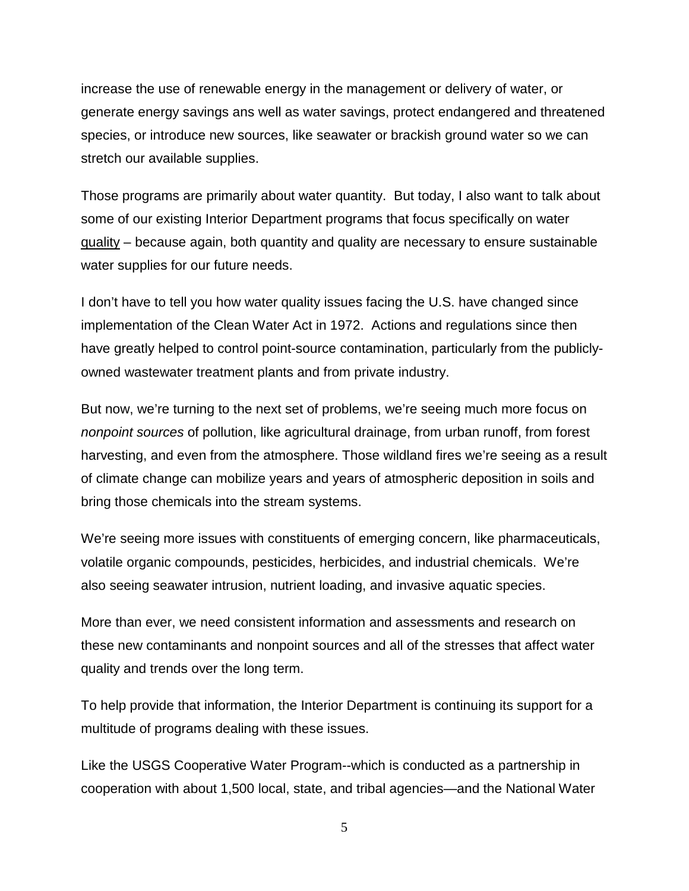increase the use of renewable energy in the management or delivery of water, or generate energy savings ans well as water savings, protect endangered and threatened species, or introduce new sources, like seawater or brackish ground water so we can stretch our available supplies.

Those programs are primarily about water quantity. But today, I also want to talk about some of our existing Interior Department programs that focus specifically on water <u>quality</u> – because again, both quantity and quality are necessary to ensure sustainable water supplies for our future needs.

I don't have to tell you how water quality issues facing the U.S. have changed since implementation of the Clean Water Act in 1972. Actions and regulations since then have greatly helped to control point-source contamination, particularly from the publicly-owned wastewater treatment plants and from private industry.

But now, we're turning to the next set of problems, we're seeing much more focus on *nonpoint sources* of pollution, like agricultural drainage, from urban runoff, from forest harvesting, and even from the atmosphere. Those wildland fires we're seeing as a result of climate change can mobilize years and years of atmospheric deposition in soils and bring those chemicals into the stream systems.

We're seeing more issues with constituents of emerging concern, like pharmaceuticals, volatile organic compounds, pesticides, herbicides, and industrial chemicals. We're also seeing seawater intrusion, nutrient loading, and invasive aquatic species.

More than ever, we need consistent information and assessments and research on these new contaminants and nonpoint sources and all of the stresses that affect water quality and trends over the long term.

To help provide that information, the Interior Department is continuing its support for a multitude of programs dealing with these issues.

Like the USGS Cooperative Water Program--which is conducted as a partnership in cooperation with about 1,500 local, state, and tribal agencies—and the National Water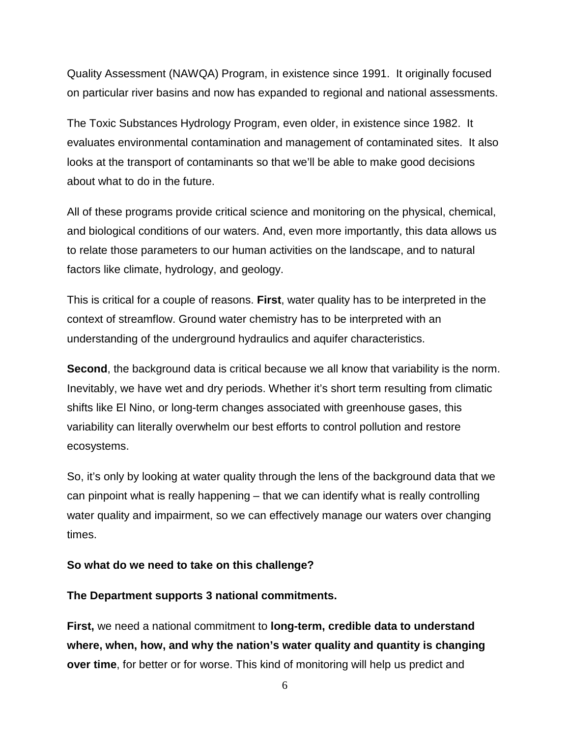Quality Assessment (NAWQA) Program, in existence since 1991. It originally focused on particular river basins and now has expanded to regional and national assessments.

The Toxic Substances Hydrology Program, even older, in existence since 1982. It evaluates environmental contamination and management of contaminated sites. It also looks at the transport of contaminants so that we'll be able to make good decisions about what to do in the future.

All of these programs provide critical science and monitoring on the physical, chemical, and biological conditions of our waters. And, even more importantly, this data allows us to relate those parameters to our human activities on the landscape, and to natural factors like climate, hydrology, and geology.

This is critical for a couple of reasons. **First**, water quality has to be interpreted in the context of streamflow. Ground water chemistry has to be interpreted with an understanding of the underground hydraulics and aquifer characteristics.

**Second**, the background data is critical because we all know that variability is the norm. Inevitably, we have wet and dry periods. Whether it's short term resulting from climatic shifts like El Nino, or long-term changes associated with greenhouse gases, this variability can literally overwhelm our best efforts to control pollution and restore ecosystems.

So, it's only by looking at water quality through the lens of the background data that we can pinpoint what is really happening – that we can identify what is really controlling water quality and impairment, so we can effectively manage our waters over changing times.

**So what do we need to take on this challenge?**

**The Department supports 3 national commitments.**

**First,** we need a national commitment to **long-term, credible data to understand where, when, how, and why the nation's water quality and quantity is changing over time**, for better or for worse. This kind of monitoring will help us predict and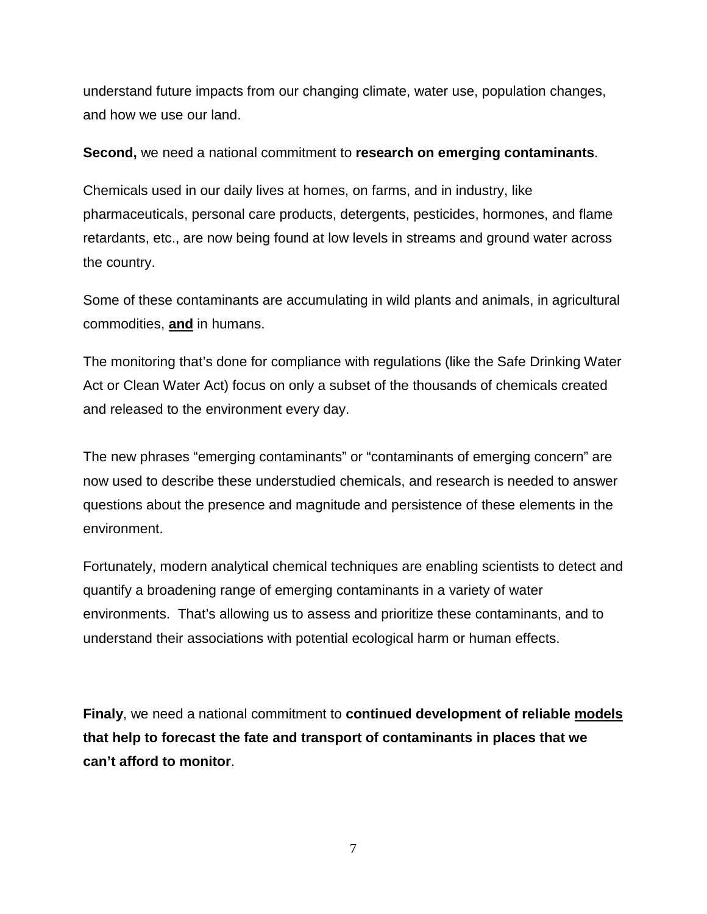understand future impacts from our changing climate, water use, population changes, and how we use our land.

**Second,** we need a national commitment to **research on emerging contaminants**.

Chemicals used in our daily lives at homes, on farms, and in industry, like pharmaceuticals, personal care products, detergents, pesticides, hormones, and flame retardants, etc., are now being found at low levels in streams and ground water across the country.

Some of these contaminants are accumulating in wild plants and animals, in agricultural commodities, <u>**and**</u> in humans.

The monitoring that's done for compliance with regulations (like the Safe Drinking Water Act or Clean Water Act) focus on only a subset of the thousands of chemicals created and released to the environment every day.

The new phrases "emerging contaminants" or "contaminants of emerging concern" are now used to describe these understudied chemicals, and research is needed to answer questions about the presence and magnitude and persistence of these elements in the environment.

Fortunately, modern analytical chemical techniques are enabling scientists to detect and quantify a broadening range of emerging contaminants in a variety of water environments. That's allowing us to assess and prioritize these contaminants, and to understand their associations with potential ecological harm or human effects.

**Finaly**, we need a national commitment to **continued development of reliable <u>models</u> that help to forecast the fate and transport of contaminants in places that we can't afford to monitor**.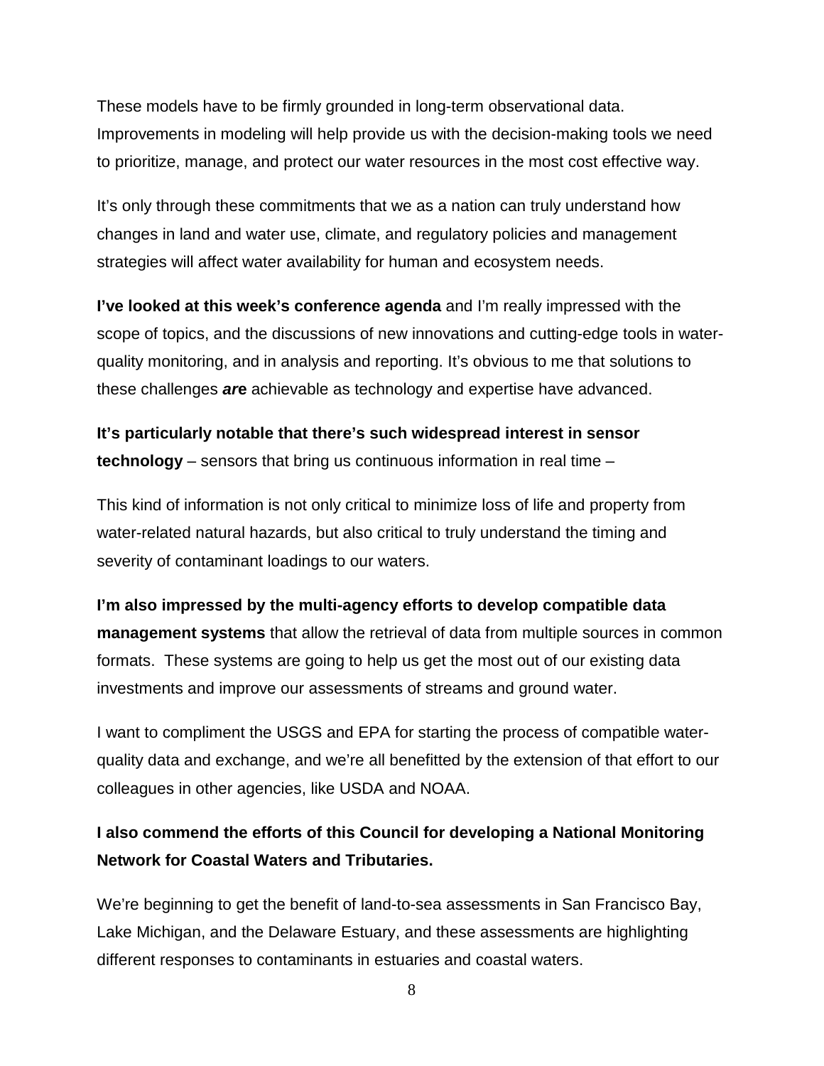These models have to be firmly grounded in long-term observational data. Improvements in modeling will help provide us with the decision-making tools we need to prioritize, manage, and protect our water resources in the most cost effective way.

It's only through these commitments that we as a nation can truly understand how changes in land and water use, climate, and regulatory policies and management strategies will affect water availability for human and ecosystem needs.

**I've looked at this week's conference agenda** and I'm really impressed with the scope of topics, and the discussions of new innovations and cutting-edge tools in water-quality monitoring, and in analysis and reporting. It's obvious to me that solutions to these challenges ***are*** achievable as technology and expertise have advanced.

**It's particularly notable that there's such widespread interest in sensor technology** – sensors that bring us continuous information in real time –

This kind of information is not only critical to minimize loss of life and property from water-related natural hazards, but also critical to truly understand the timing and severity of contaminant loadings to our waters.

**I'm also impressed by the multi-agency efforts to develop compatible data management systems** that allow the retrieval of data from multiple sources in common formats. These systems are going to help us get the most out of our existing data investments and improve our assessments of streams and ground water.

I want to compliment the USGS and EPA for starting the process of compatible water-quality data and exchange, and we're all benefitted by the extension of that effort to our colleagues in other agencies, like USDA and NOAA.

**I also commend the efforts of this Council for developing a National Monitoring Network for Coastal Waters and Tributaries.**

We're beginning to get the benefit of land-to-sea assessments in San Francisco Bay, Lake Michigan, and the Delaware Estuary, and these assessments are highlighting different responses to contaminants in estuaries and coastal waters.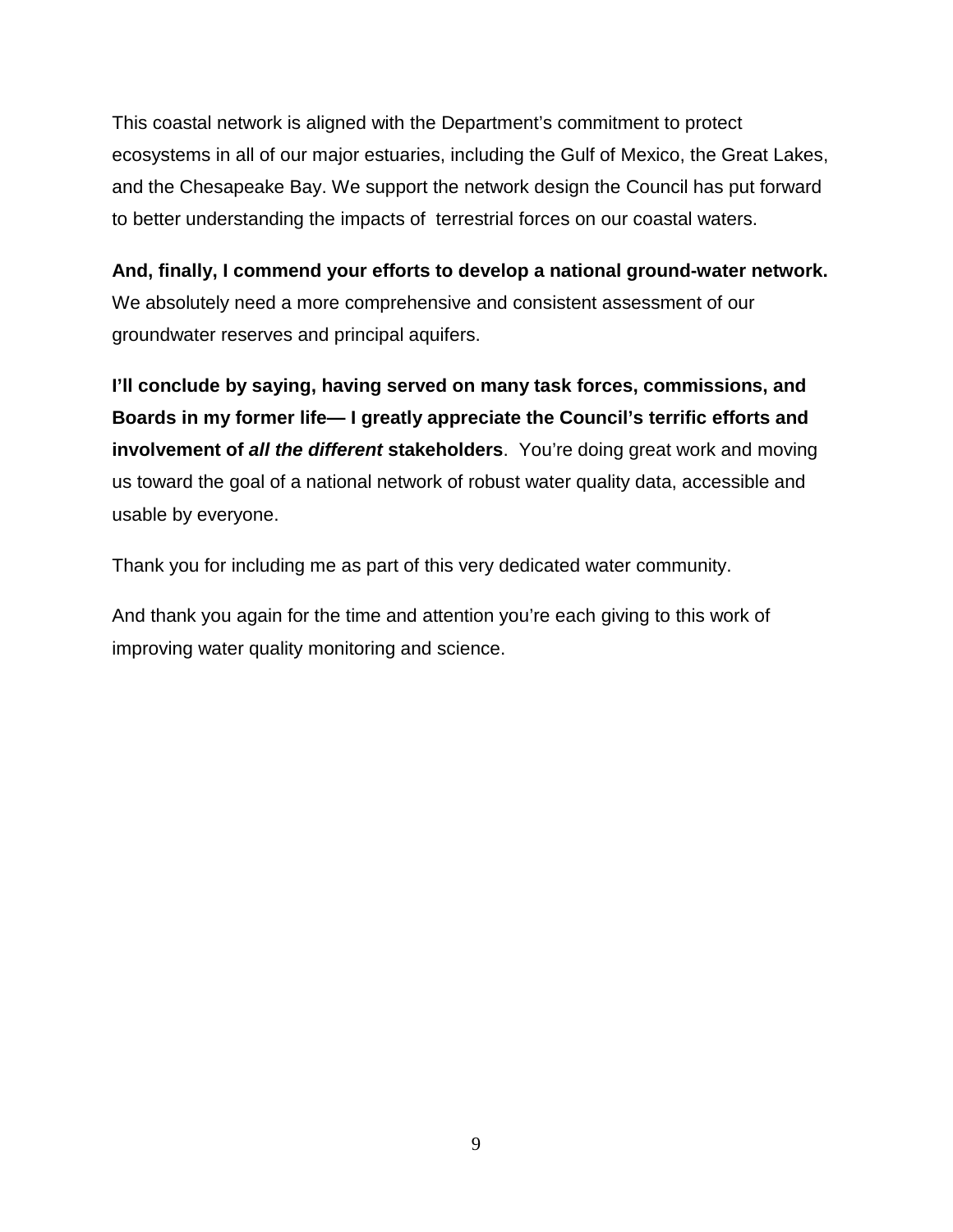This coastal network is aligned with the Department's commitment to protect ecosystems in all of our major estuaries, including the Gulf of Mexico, the Great Lakes, and the Chesapeake Bay. We support the network design the Council has put forward to better understanding the impacts of terrestrial forces on our coastal waters.

**And, finally, I commend your efforts to develop a national ground-water network.** We absolutely need a more comprehensive and consistent assessment of our groundwater reserves and principal aquifers.

**I'll conclude by saying, having served on many task forces, commissions, and Boards in my former life— I greatly appreciate the Council's terrific efforts and involvement of *all the different* stakeholders**. You're doing great work and moving us toward the goal of a national network of robust water quality data, accessible and usable by everyone.

Thank you for including me as part of this very dedicated water community.

And thank you again for the time and attention you're each giving to this work of improving water quality monitoring and science.